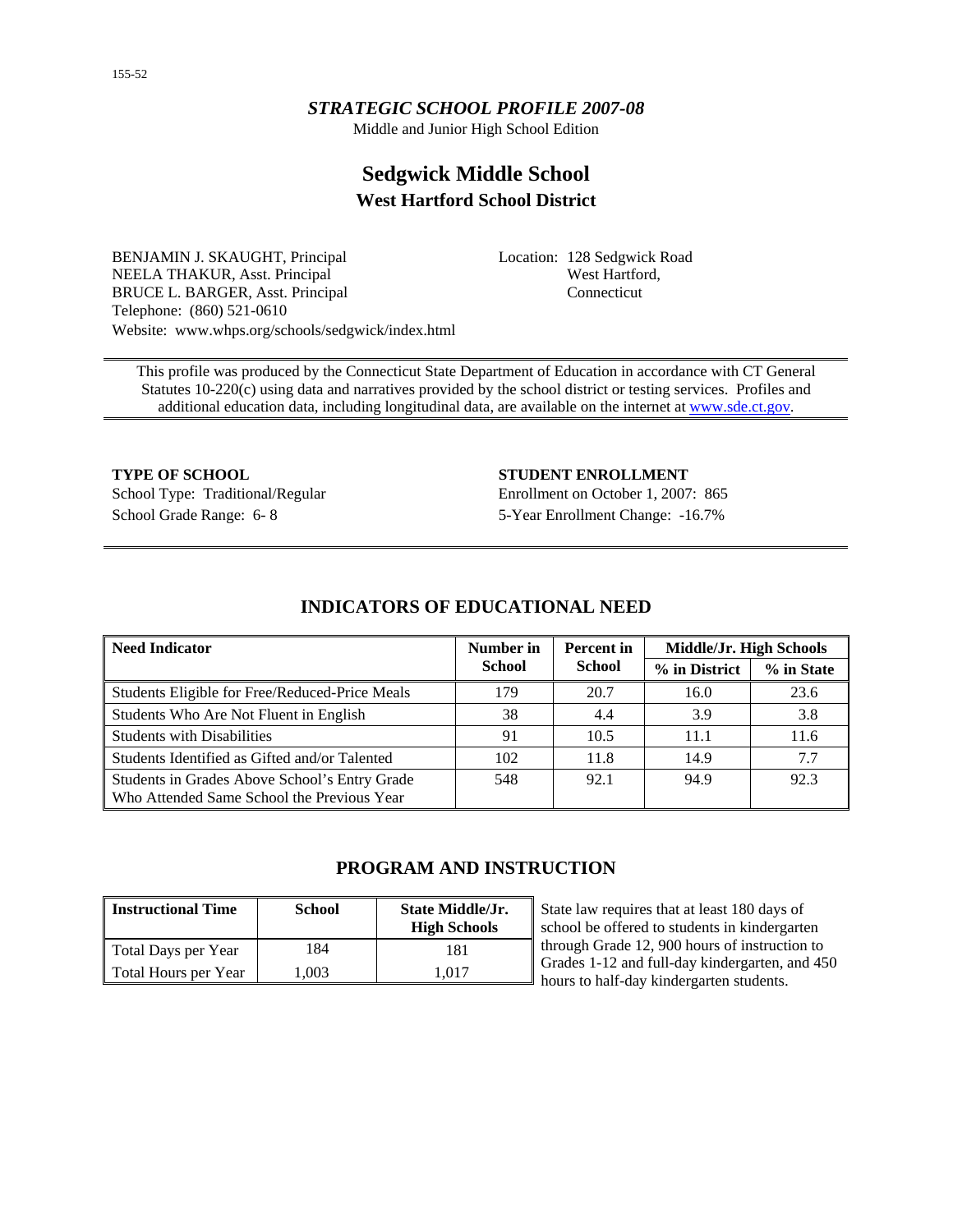*STRATEGIC SCHOOL PROFILE 2007-08*

Middle and Junior High School Edition

# Sedgwick Middle School

## West Hartford School District

BENJAMIN J. SKAUGHT, Principal
NEELA THAKUR, Asst. Principal
BRUCE L. BARGER, Asst. Principal
Telephone: (860) 521-0610
Website: www.whps.org/schools/sedgwick/index.html

Location: 128 Sedgwick Road
West Hartford,
Connecticut

This profile was produced by the Connecticut State Department of Education in accordance with CT General Statutes 10-220(c) using data and narratives provided by the school district or testing services. Profiles and additional education data, including longitudinal data, are available on the internet at www.sde.ct.gov.

**TYPE OF SCHOOL**

School Type: Traditional/Regular
School Grade Range: 6- 8

**STUDENT ENROLLMENT**

Enrollment on October 1, 2007: 865
5-Year Enrollment Change: -16.7%

## INDICATORS OF EDUCATIONAL NEED

| Need Indicator | Number in School | Percent in School | Middle/Jr. High Schools | |
|---|---|---|---|---|
| | | | % in District | % in State |
| Students Eligible for Free/Reduced-Price Meals | 179 | 20.7 | 16.0 | 23.6 |
| Students Who Are Not Fluent in English | 38 | 4.4 | 3.9 | 3.8 |
| Students with Disabilities | 91 | 10.5 | 11.1 | 11.6 |
| Students Identified as Gifted and/or Talented | 102 | 11.8 | 14.9 | 7.7 |
| Students in Grades Above School's Entry Grade Who Attended Same School the Previous Year | 548 | 92.1 | 94.9 | 92.3 |

## PROGRAM AND INSTRUCTION

| Instructional Time | School | State Middle/Jr. High Schools |
|---|---|---|
| Total Days per Year | 184 | 181 |
| Total Hours per Year | 1,003 | 1,017 |

State law requires that at least 180 days of school be offered to students in kindergarten through Grade 12, 900 hours of instruction to Grades 1-12 and full-day kindergarten, and 450 hours to half-day kindergarten students.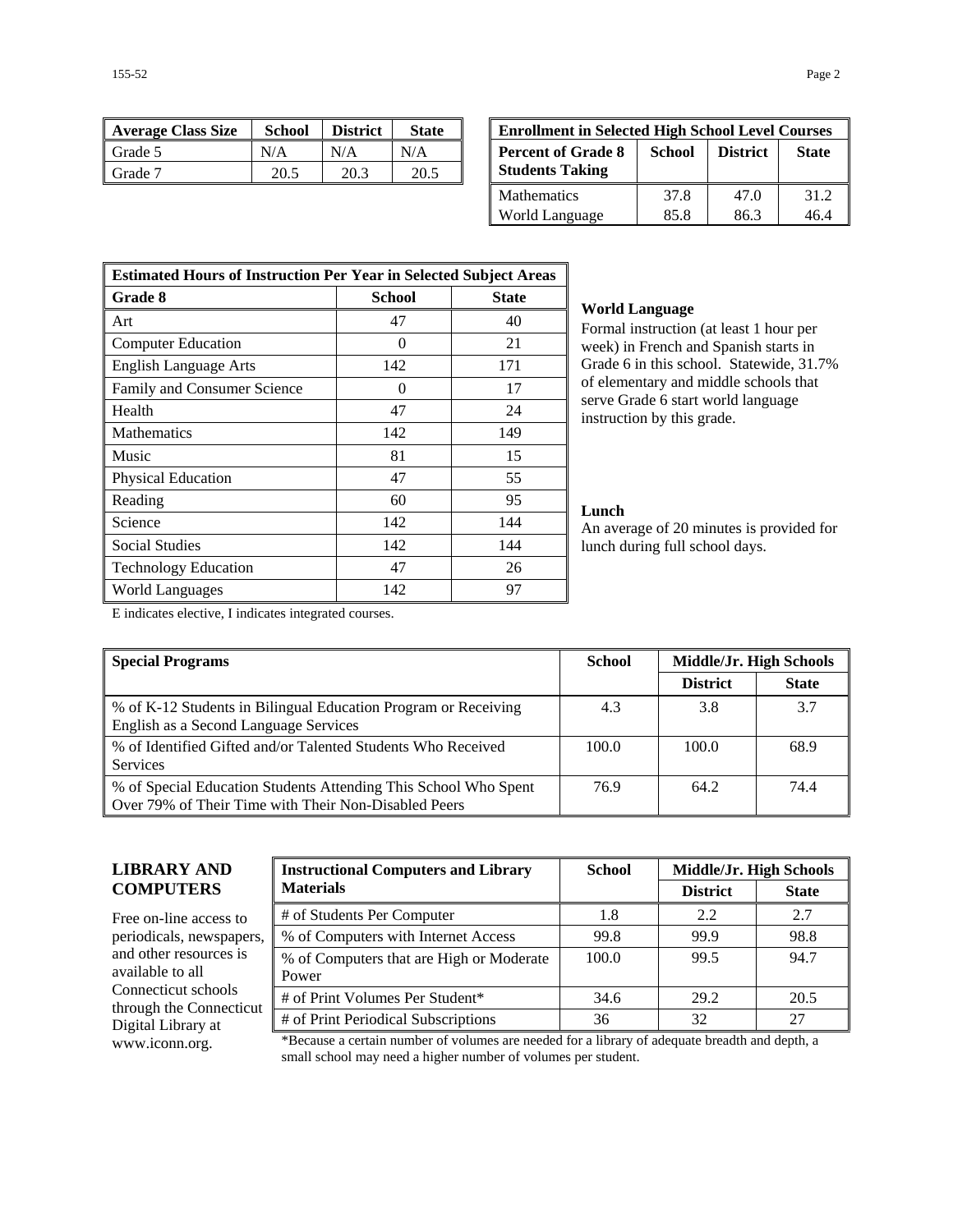| Average Class Size | School | District | State |
|---|---|---|---|
| Grade 5 | N/A | N/A | N/A |
| Grade 7 | 20.5 | 20.3 | 20.5 |

| Enrollment in Selected High School Level Courses | | | |
|---|---|---|---|
| **Percent of Grade 8 Students Taking** | **School** | **District** | **State** |
| Mathematics | 37.8 | 47.0 | 31.2 |
| World Language | 85.8 | 86.3 | 46.4 |

| Estimated Hours of Instruction Per Year in Selected Subject Areas | | |
|---|---|---|
| **Grade 8** | **School** | **State** |
| Art | 47 | 40 |
| Computer Education | 0 | 21 |
| English Language Arts | 142 | 171 |
| Family and Consumer Science | 0 | 17 |
| Health | 47 | 24 |
| Mathematics | 142 | 149 |
| Music | 81 | 15 |
| Physical Education | 47 | 55 |
| Reading | 60 | 95 |
| Science | 142 | 144 |
| Social Studies | 142 | 144 |
| Technology Education | 47 | 26 |
| World Languages | 142 | 97 |

E indicates elective, I indicates integrated courses.

**World Language**

Formal instruction (at least 1 hour per week) in French and Spanish starts in Grade 6 in this school. Statewide, 31.7% of elementary and middle schools that serve Grade 6 start world language instruction by this grade.

**Lunch**

An average of 20 minutes is provided for lunch during full school days.

| Special Programs | School | Middle/Jr. High Schools | |
|---|---|---|---|
| | | **District** | **State** |
| % of K-12 Students in Bilingual Education Program or Receiving English as a Second Language Services | 4.3 | 3.8 | 3.7 |
| % of Identified Gifted and/or Talented Students Who Received Services | 100.0 | 100.0 | 68.9 |
| % of Special Education Students Attending This School Who Spent Over 79% of Their Time with Their Non-Disabled Peers | 76.9 | 64.2 | 74.4 |

## LIBRARY AND COMPUTERS

Free on-line access to periodicals, newspapers, and other resources is available to all Connecticut schools through the Connecticut Digital Library at www.iconn.org.

| Instructional Computers and Library Materials | School | Middle/Jr. High Schools | |
|---|---|---|---|
| | | **District** | **State** |
| # of Students Per Computer | 1.8 | 2.2 | 2.7 |
| % of Computers with Internet Access | 99.8 | 99.9 | 98.8 |
| % of Computers that are High or Moderate Power | 100.0 | 99.5 | 94.7 |
| # of Print Volumes Per Student* | 34.6 | 29.2 | 20.5 |
| # of Print Periodical Subscriptions | 36 | 32 | 27 |

*Because a certain number of volumes are needed for a library of adequate breadth and depth, a small school may need a higher number of volumes per student.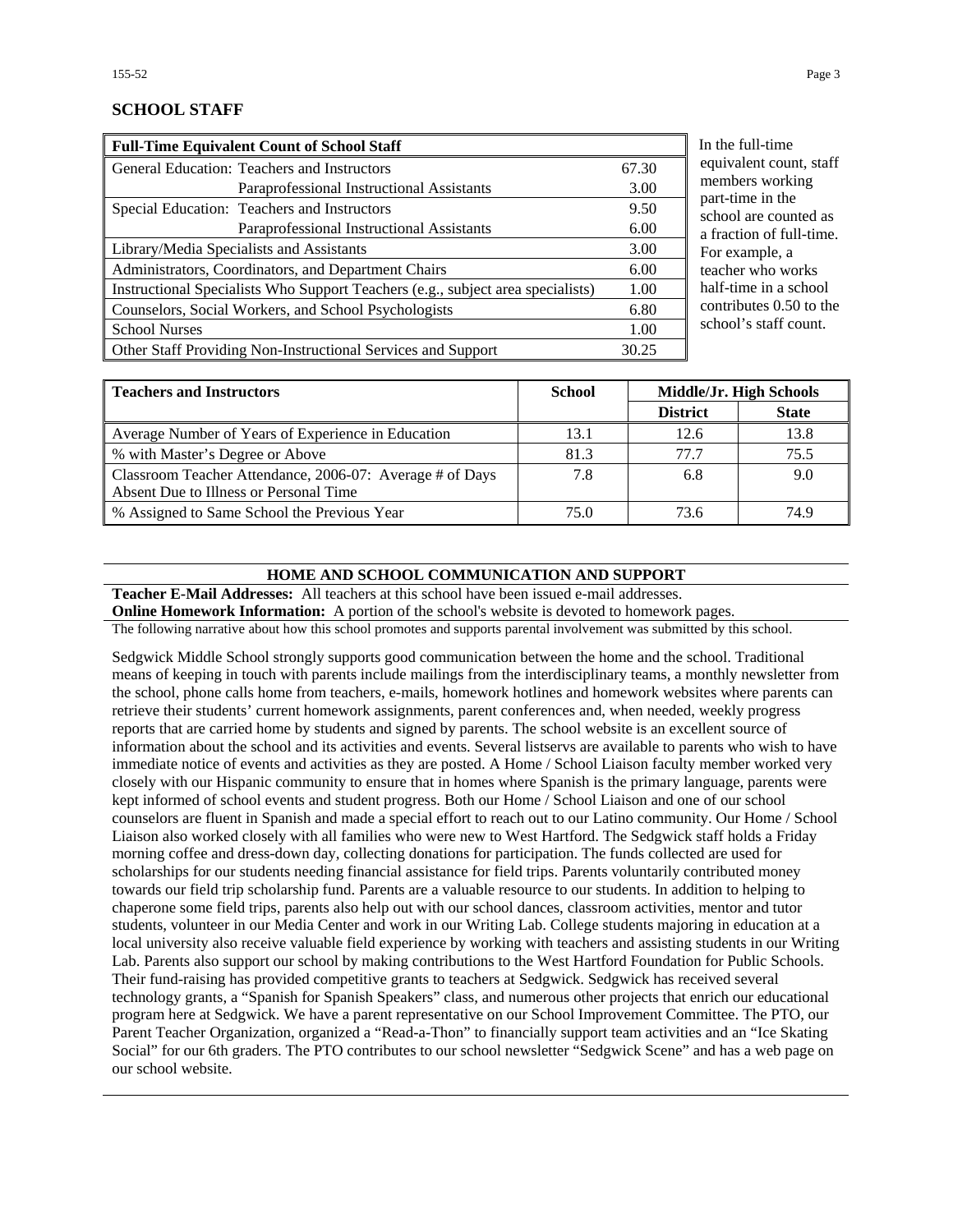## SCHOOL STAFF

| Full-Time Equivalent Count of School Staff | | |
|---|---|---|
| General Education: | Teachers and Instructors | 67.30 |
| | Paraprofessional Instructional Assistants | 3.00 |
| Special Education: | Teachers and Instructors | 9.50 |
| | Paraprofessional Instructional Assistants | 6.00 |
| Library/Media Specialists and Assistants | | 3.00 |
| Administrators, Coordinators, and Department Chairs | | 6.00 |
| Instructional Specialists Who Support Teachers (e.g., subject area specialists) | | 1.00 |
| Counselors, Social Workers, and School Psychologists | | 6.80 |
| School Nurses | | 1.00 |
| Other Staff Providing Non-Instructional Services and Support | | 30.25 |

In the full-time equivalent count, staff members working part-time in the school are counted as a fraction of full-time. For example, a teacher who works half-time in a school contributes 0.50 to the school's staff count.

| Teachers and Instructors | School | Middle/Jr. High Schools | |
|---|---|---|---|
| | | District | State |
| Average Number of Years of Experience in Education | 13.1 | 12.6 | 13.8 |
| % with Master's Degree or Above | 81.3 | 77.7 | 75.5 |
| Classroom Teacher Attendance, 2006-07: Average # of Days Absent Due to Illness or Personal Time | 7.8 | 6.8 | 9.0 |
| % Assigned to Same School the Previous Year | 75.0 | 73.6 | 74.9 |

### HOME AND SCHOOL COMMUNICATION AND SUPPORT

**Teacher E-Mail Addresses:** All teachers at this school have been issued e-mail addresses.

**Online Homework Information:** A portion of the school's website is devoted to homework pages.

The following narrative about how this school promotes and supports parental involvement was submitted by this school.

Sedgwick Middle School strongly supports good communication between the home and the school. Traditional means of keeping in touch with parents include mailings from the interdisciplinary teams, a monthly newsletter from the school, phone calls home from teachers, e-mails, homework hotlines and homework websites where parents can retrieve their students' current homework assignments, parent conferences and, when needed, weekly progress reports that are carried home by students and signed by parents. The school website is an excellent source of information about the school and its activities and events. Several listservs are available to parents who wish to have immediate notice of events and activities as they are posted. A Home / School Liaison faculty member worked very closely with our Hispanic community to ensure that in homes where Spanish is the primary language, parents were kept informed of school events and student progress. Both our Home / School Liaison and one of our school counselors are fluent in Spanish and made a special effort to reach out to our Latino community. Our Home / School Liaison also worked closely with all families who were new to West Hartford. The Sedgwick staff holds a Friday morning coffee and dress-down day, collecting donations for participation. The funds collected are used for scholarships for our students needing financial assistance for field trips. Parents voluntarily contributed money towards our field trip scholarship fund. Parents are a valuable resource to our students. In addition to helping to chaperone some field trips, parents also help out with our school dances, classroom activities, mentor and tutor students, volunteer in our Media Center and work in our Writing Lab. College students majoring in education at a local university also receive valuable field experience by working with teachers and assisting students in our Writing Lab. Parents also support our school by making contributions to the West Hartford Foundation for Public Schools. Their fund-raising has provided competitive grants to teachers at Sedgwick. Sedgwick has received several technology grants, a "Spanish for Spanish Speakers" class, and numerous other projects that enrich our educational program here at Sedgwick. We have a parent representative on our School Improvement Committee. The PTO, our Parent Teacher Organization, organized a "Read-a-Thon" to financially support team activities and an "Ice Skating Social" for our 6th graders. The PTO contributes to our school newsletter "Sedgwick Scene" and has a web page on our school website.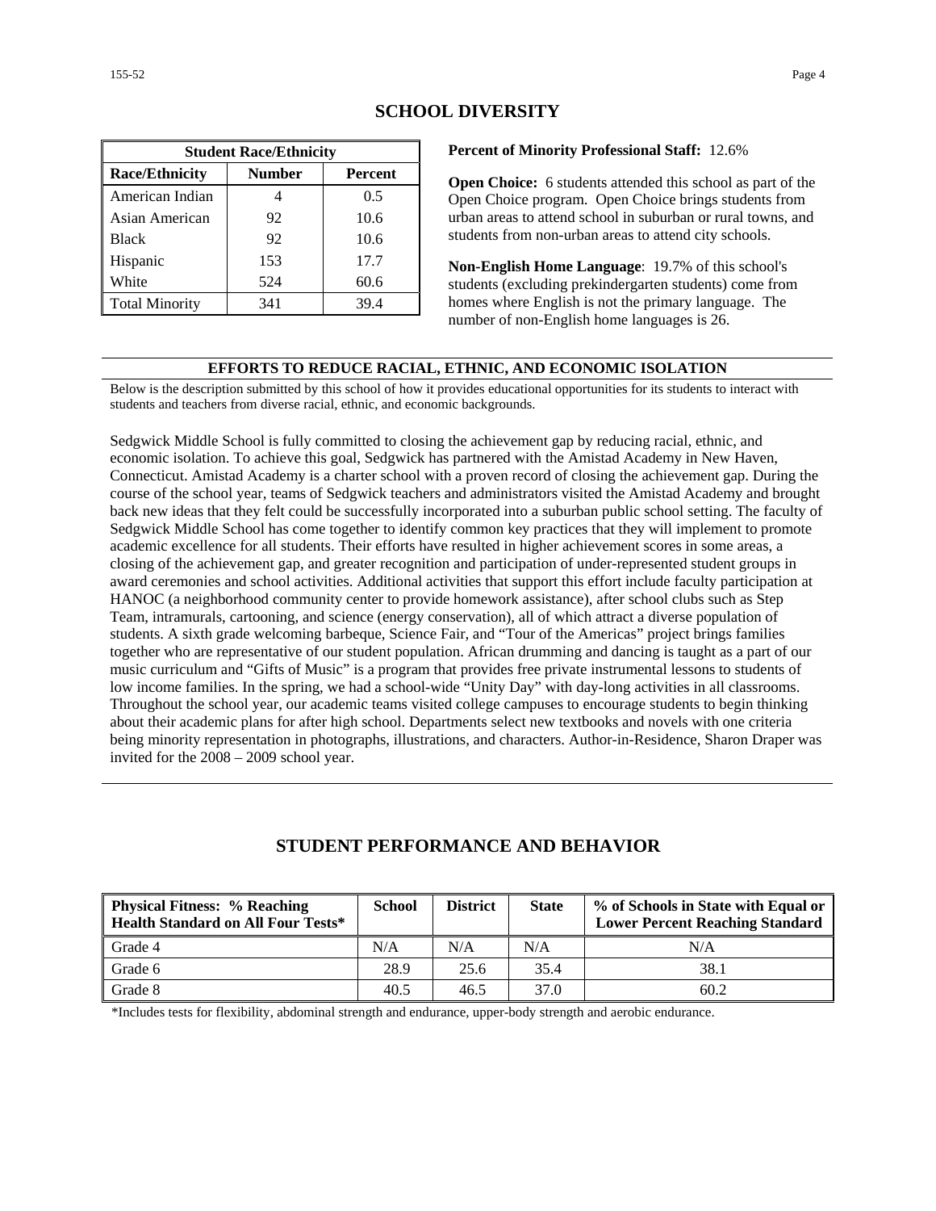## SCHOOL DIVERSITY

| Student Race/Ethnicity | | |
|---|---|---|
| **Race/Ethnicity** | **Number** | **Percent** |
| American Indian | 4 | 0.5 |
| Asian American | 92 | 10.6 |
| Black | 92 | 10.6 |
| Hispanic | 153 | 17.7 |
| White | 524 | 60.6 |
| Total Minority | 341 | 39.4 |

**Percent of Minority Professional Staff:** 12.6%

**Open Choice:** 6 students attended this school as part of the Open Choice program. Open Choice brings students from urban areas to attend school in suburban or rural towns, and students from non-urban areas to attend city schools.

**Non-English Home Language**: 19.7% of this school's students (excluding prekindergarten students) come from homes where English is not the primary language. The number of non-English home languages is 26.

### EFFORTS TO REDUCE RACIAL, ETHNIC, AND ECONOMIC ISOLATION

Below is the description submitted by this school of how it provides educational opportunities for its students to interact with students and teachers from diverse racial, ethnic, and economic backgrounds.

Sedgwick Middle School is fully committed to closing the achievement gap by reducing racial, ethnic, and economic isolation. To achieve this goal, Sedgwick has partnered with the Amistad Academy in New Haven, Connecticut. Amistad Academy is a charter school with a proven record of closing the achievement gap. During the course of the school year, teams of Sedgwick teachers and administrators visited the Amistad Academy and brought back new ideas that they felt could be successfully incorporated into a suburban public school setting. The faculty of Sedgwick Middle School has come together to identify common key practices that they will implement to promote academic excellence for all students. Their efforts have resulted in higher achievement scores in some areas, a closing of the achievement gap, and greater recognition and participation of under-represented student groups in award ceremonies and school activities. Additional activities that support this effort include faculty participation at HANOC (a neighborhood community center to provide homework assistance), after school clubs such as Step Team, intramurals, cartooning, and science (energy conservation), all of which attract a diverse population of students. A sixth grade welcoming barbeque, Science Fair, and "Tour of the Americas" project brings families together who are representative of our student population. African drumming and dancing is taught as a part of our music curriculum and "Gifts of Music" is a program that provides free private instrumental lessons to students of low income families. In the spring, we had a school-wide "Unity Day" with day-long activities in all classrooms. Throughout the school year, our academic teams visited college campuses to encourage students to begin thinking about their academic plans for after high school. Departments select new textbooks and novels with one criteria being minority representation in photographs, illustrations, and characters. Author-in-Residence, Sharon Draper was invited for the 2008 – 2009 school year.

## STUDENT PERFORMANCE AND BEHAVIOR

| Physical Fitness: % Reaching Health Standard on All Four Tests* | School | District | State | % of Schools in State with Equal or Lower Percent Reaching Standard |
|---|---|---|---|---|
| Grade 4 | N/A | N/A | N/A | N/A |
| Grade 6 | 28.9 | 25.6 | 35.4 | 38.1 |
| Grade 8 | 40.5 | 46.5 | 37.0 | 60.2 |

*Includes tests for flexibility, abdominal strength and endurance, upper-body strength and aerobic endurance.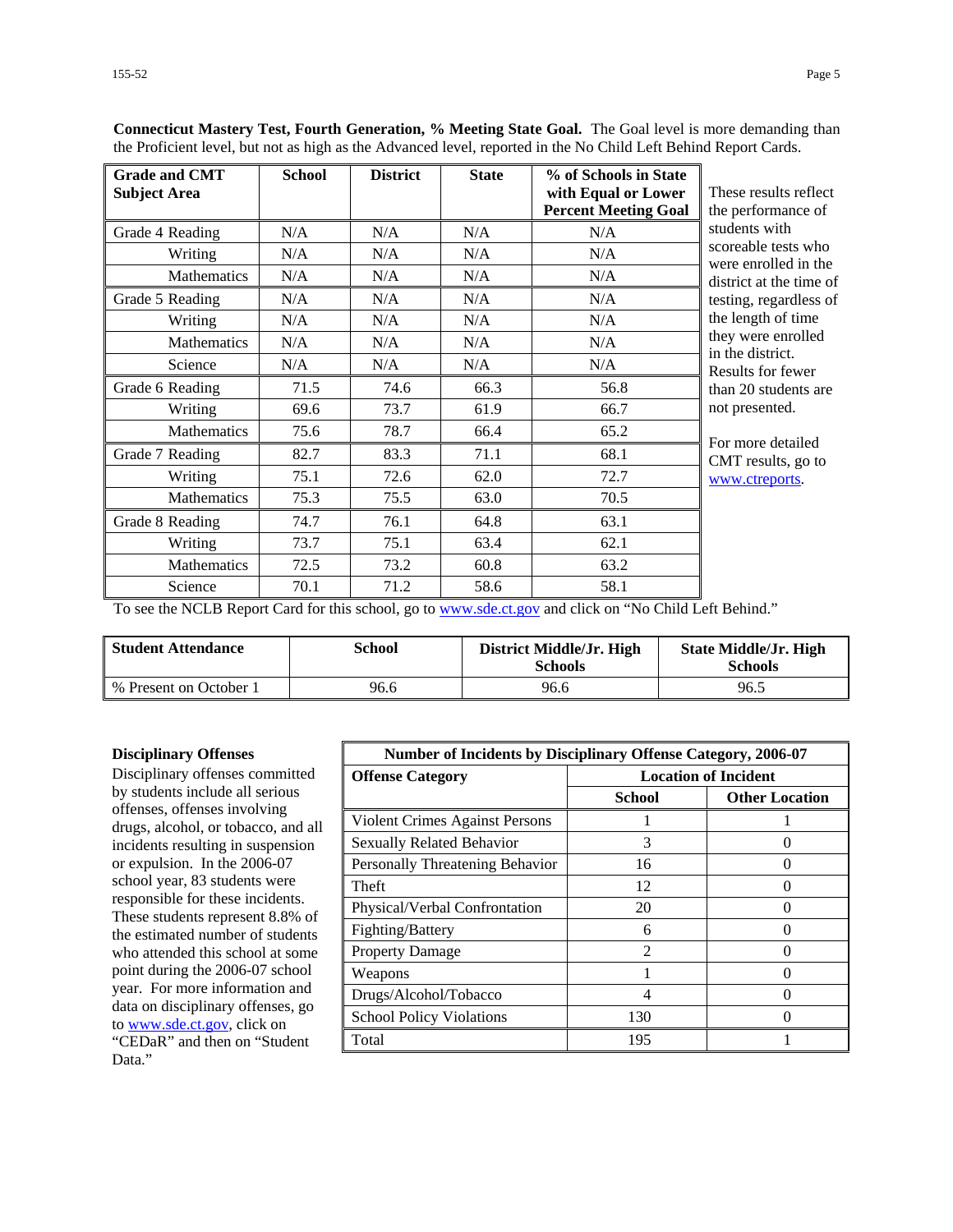**Connecticut Mastery Test, Fourth Generation, % Meeting State Goal.** The Goal level is more demanding than the Proficient level, but not as high as the Advanced level, reported in the No Child Left Behind Report Cards.

| Grade and CMT Subject Area | School | District | State | % of Schools in State with Equal or Lower Percent Meeting Goal |
|---|---|---|---|---|
| Grade 4 Reading | N/A | N/A | N/A | N/A |
| Writing | N/A | N/A | N/A | N/A |
| Mathematics | N/A | N/A | N/A | N/A |
| Grade 5 Reading | N/A | N/A | N/A | N/A |
| Writing | N/A | N/A | N/A | N/A |
| Mathematics | N/A | N/A | N/A | N/A |
| Science | N/A | N/A | N/A | N/A |
| Grade 6 Reading | 71.5 | 74.6 | 66.3 | 56.8 |
| Writing | 69.6 | 73.7 | 61.9 | 66.7 |
| Mathematics | 75.6 | 78.7 | 66.4 | 65.2 |
| Grade 7 Reading | 82.7 | 83.3 | 71.1 | 68.1 |
| Writing | 75.1 | 72.6 | 62.0 | 72.7 |
| Mathematics | 75.3 | 75.5 | 63.0 | 70.5 |
| Grade 8 Reading | 74.7 | 76.1 | 64.8 | 63.1 |
| Writing | 73.7 | 75.1 | 63.4 | 62.1 |
| Mathematics | 72.5 | 73.2 | 60.8 | 63.2 |
| Science | 70.1 | 71.2 | 58.6 | 58.1 |

These results reflect the performance of students with scoreable tests who were enrolled in the district at the time of testing, regardless of the length of time they were enrolled in the district. Results for fewer than 20 students are not presented.

For more detailed CMT results, go to www.ctreports.

To see the NCLB Report Card for this school, go to www.sde.ct.gov and click on "No Child Left Behind."

| Student Attendance | School | District Middle/Jr. High Schools | State Middle/Jr. High Schools |
|---|---|---|---|
| % Present on October 1 | 96.6 | 96.6 | 96.5 |

**Disciplinary Offenses**

Disciplinary offenses committed by students include all serious offenses, offenses involving drugs, alcohol, or tobacco, and all incidents resulting in suspension or expulsion. In the 2006-07 school year, 83 students were responsible for these incidents. These students represent 8.8% of the estimated number of students who attended this school at some point during the 2006-07 school year. For more information and data on disciplinary offenses, go to www.sde.ct.gov, click on "CEDaR" and then on "Student Data."

| Number of Incidents by Disciplinary Offense Category, 2006-07 | | |
|---|---|---|
| Offense Category | Location of Incident | |
| | School | Other Location |
| Violent Crimes Against Persons | 1 | 1 |
| Sexually Related Behavior | 3 | 0 |
| Personally Threatening Behavior | 16 | 0 |
| Theft | 12 | 0 |
| Physical/Verbal Confrontation | 20 | 0 |
| Fighting/Battery | 6 | 0 |
| Property Damage | 2 | 0 |
| Weapons | 1 | 0 |
| Drugs/Alcohol/Tobacco | 4 | 0 |
| School Policy Violations | 130 | 0 |
| Total | 195 | 1 |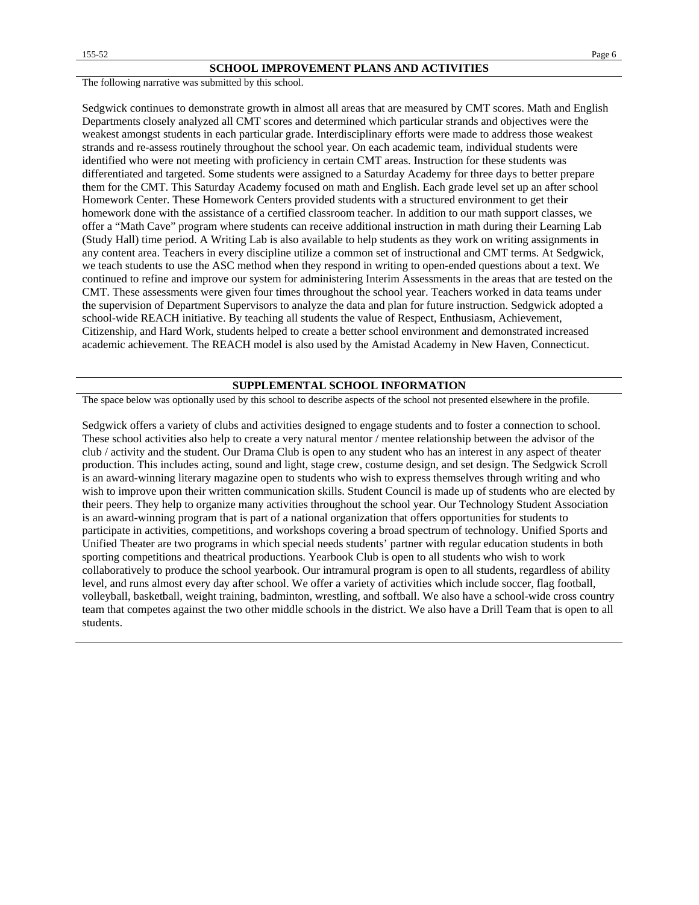## SCHOOL IMPROVEMENT PLANS AND ACTIVITIES

The following narrative was submitted by this school.

Sedgwick continues to demonstrate growth in almost all areas that are measured by CMT scores. Math and English Departments closely analyzed all CMT scores and determined which particular strands and objectives were the weakest amongst students in each particular grade. Interdisciplinary efforts were made to address those weakest strands and re-assess routinely throughout the school year. On each academic team, individual students were identified who were not meeting with proficiency in certain CMT areas. Instruction for these students was differentiated and targeted. Some students were assigned to a Saturday Academy for three days to better prepare them for the CMT. This Saturday Academy focused on math and English. Each grade level set up an after school Homework Center. These Homework Centers provided students with a structured environment to get their homework done with the assistance of a certified classroom teacher. In addition to our math support classes, we offer a "Math Cave" program where students can receive additional instruction in math during their Learning Lab (Study Hall) time period. A Writing Lab is also available to help students as they work on writing assignments in any content area. Teachers in every discipline utilize a common set of instructional and CMT terms. At Sedgwick, we teach students to use the ASC method when they respond in writing to open-ended questions about a text. We continued to refine and improve our system for administering Interim Assessments in the areas that are tested on the CMT. These assessments were given four times throughout the school year. Teachers worked in data teams under the supervision of Department Supervisors to analyze the data and plan for future instruction. Sedgwick adopted a school-wide REACH initiative. By teaching all students the value of Respect, Enthusiasm, Achievement, Citizenship, and Hard Work, students helped to create a better school environment and demonstrated increased academic achievement. The REACH model is also used by the Amistad Academy in New Haven, Connecticut.

## SUPPLEMENTAL SCHOOL INFORMATION

The space below was optionally used by this school to describe aspects of the school not presented elsewhere in the profile.

Sedgwick offers a variety of clubs and activities designed to engage students and to foster a connection to school. These school activities also help to create a very natural mentor / mentee relationship between the advisor of the club / activity and the student. Our Drama Club is open to any student who has an interest in any aspect of theater production. This includes acting, sound and light, stage crew, costume design, and set design. The Sedgwick Scroll is an award-winning literary magazine open to students who wish to express themselves through writing and who wish to improve upon their written communication skills. Student Council is made up of students who are elected by their peers. They help to organize many activities throughout the school year. Our Technology Student Association is an award-winning program that is part of a national organization that offers opportunities for students to participate in activities, competitions, and workshops covering a broad spectrum of technology. Unified Sports and Unified Theater are two programs in which special needs students' partner with regular education students in both sporting competitions and theatrical productions. Yearbook Club is open to all students who wish to work collaboratively to produce the school yearbook. Our intramural program is open to all students, regardless of ability level, and runs almost every day after school. We offer a variety of activities which include soccer, flag football, volleyball, basketball, weight training, badminton, wrestling, and softball. We also have a school-wide cross country team that competes against the two other middle schools in the district. We also have a Drill Team that is open to all students.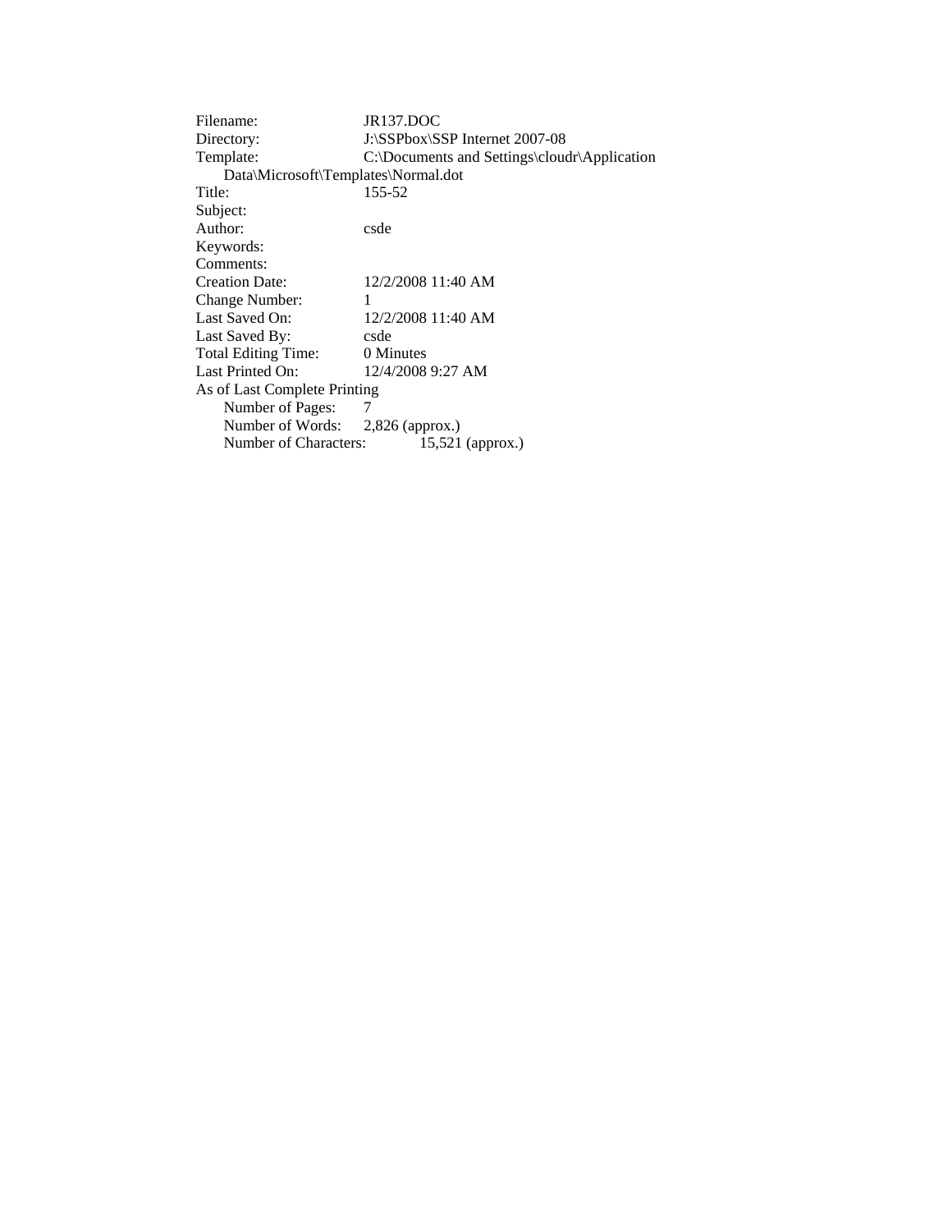Filename: JR137.DOC
Directory: J:\SSPbox\SSP Internet 2007-08
Template: C:\Documents and Settings\cloudr\Application Data\Microsoft\Templates\Normal.dot
Title: 155-52
Subject:
Author: csde
Keywords:
Comments:
Creation Date: 12/2/2008 11:40 AM
Change Number: 1
Last Saved On: 12/2/2008 11:40 AM
Last Saved By: csde
Total Editing Time: 0 Minutes
Last Printed On: 12/4/2008 9:27 AM
As of Last Complete Printing
Number of Pages: 7
Number of Words: 2,826 (approx.)
Number of Characters: 15,521 (approx.)